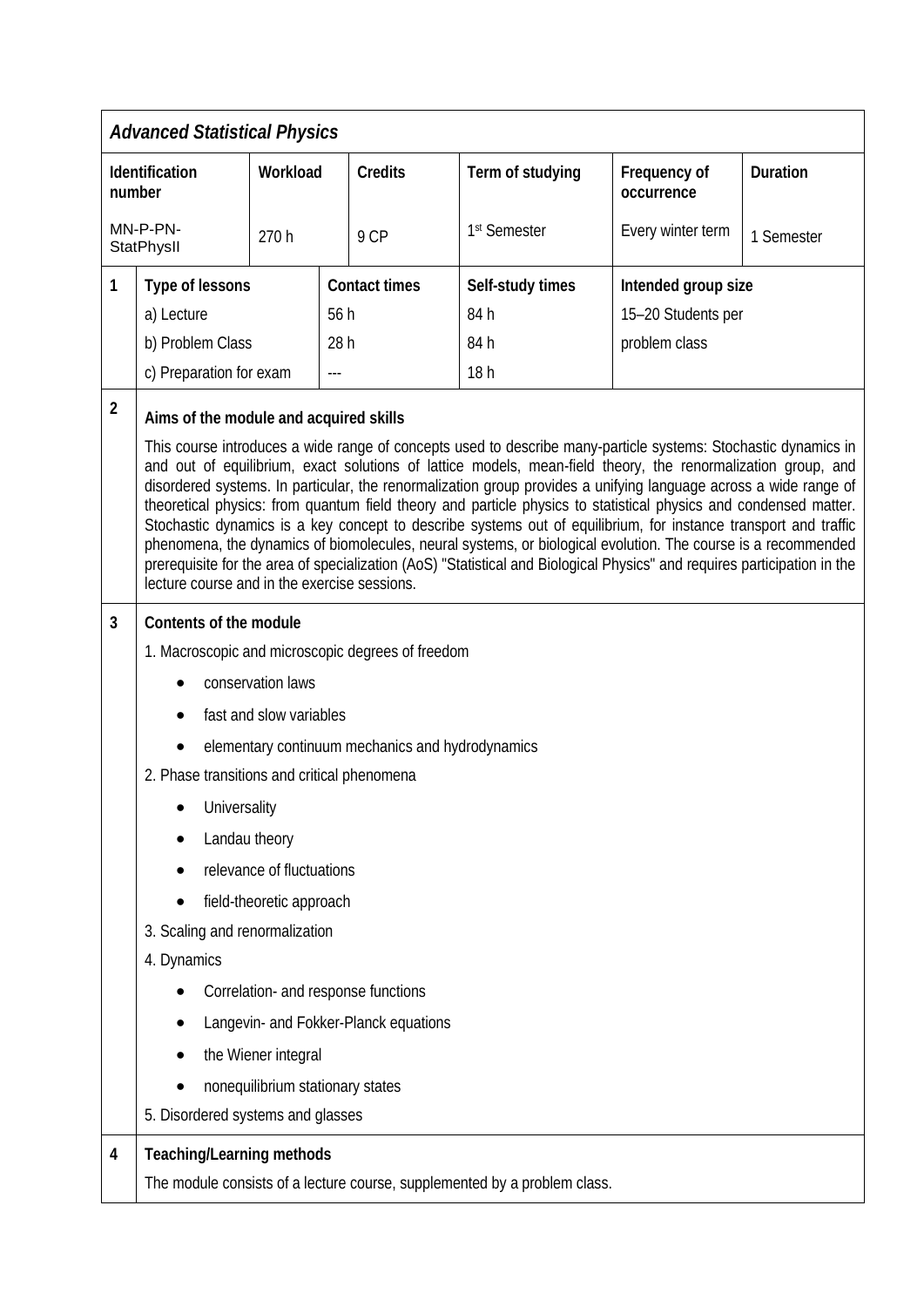# *Advanced Statistical Physics*

| Identification number | Workload | Credits | Term of studying | Frequency of occurrence | Duration |
|---|---|---|---|---|---|
| MN-P-PN-StatPhysII | 270 h | 9 CP | 1st Semester | Every winter term | 1 Semester |

**1**

| Type of lessons | Contact times | Self-study times | Intended group size |
|---|---|---|---|
| a) Lecture | 56 h | 84 h | 15–20 Students per problem class |
| b) Problem Class | 28 h | 84 h | |
| c) Preparation for exam | --- | 18 h | |

**2**

## Aims of the module and acquired skills

This course introduces a wide range of concepts used to describe many-particle systems: Stochastic dynamics in and out of equilibrium, exact solutions of lattice models, mean-field theory, the renormalization group, and disordered systems. In particular, the renormalization group provides a unifying language across a wide range of theoretical physics: from quantum field theory and particle physics to statistical physics and condensed matter. Stochastic dynamics is a key concept to describe systems out of equilibrium, for instance transport and traffic phenomena, the dynamics of biomolecules, neural systems, or biological evolution. The course is a recommended prerequisite for the area of specialization (AoS) "Statistical and Biological Physics" and requires participation in the lecture course and in the exercise sessions.

**3**

## Contents of the module

1. Macroscopic and microscopic degrees of freedom
   - conservation laws
   - fast and slow variables
   - elementary continuum mechanics and hydrodynamics
2. Phase transitions and critical phenomena
   - Universality
   - Landau theory
   - relevance of fluctuations
   - field-theoretic approach
3. Scaling and renormalization
4. Dynamics
   - Correlation- and response functions
   - Langevin- and Fokker-Planck equations
   - the Wiener integral
   - nonequilibrium stationary states
5. Disordered systems and glasses

**4**

## Teaching/Learning methods

The module consists of a lecture course, supplemented by a problem class.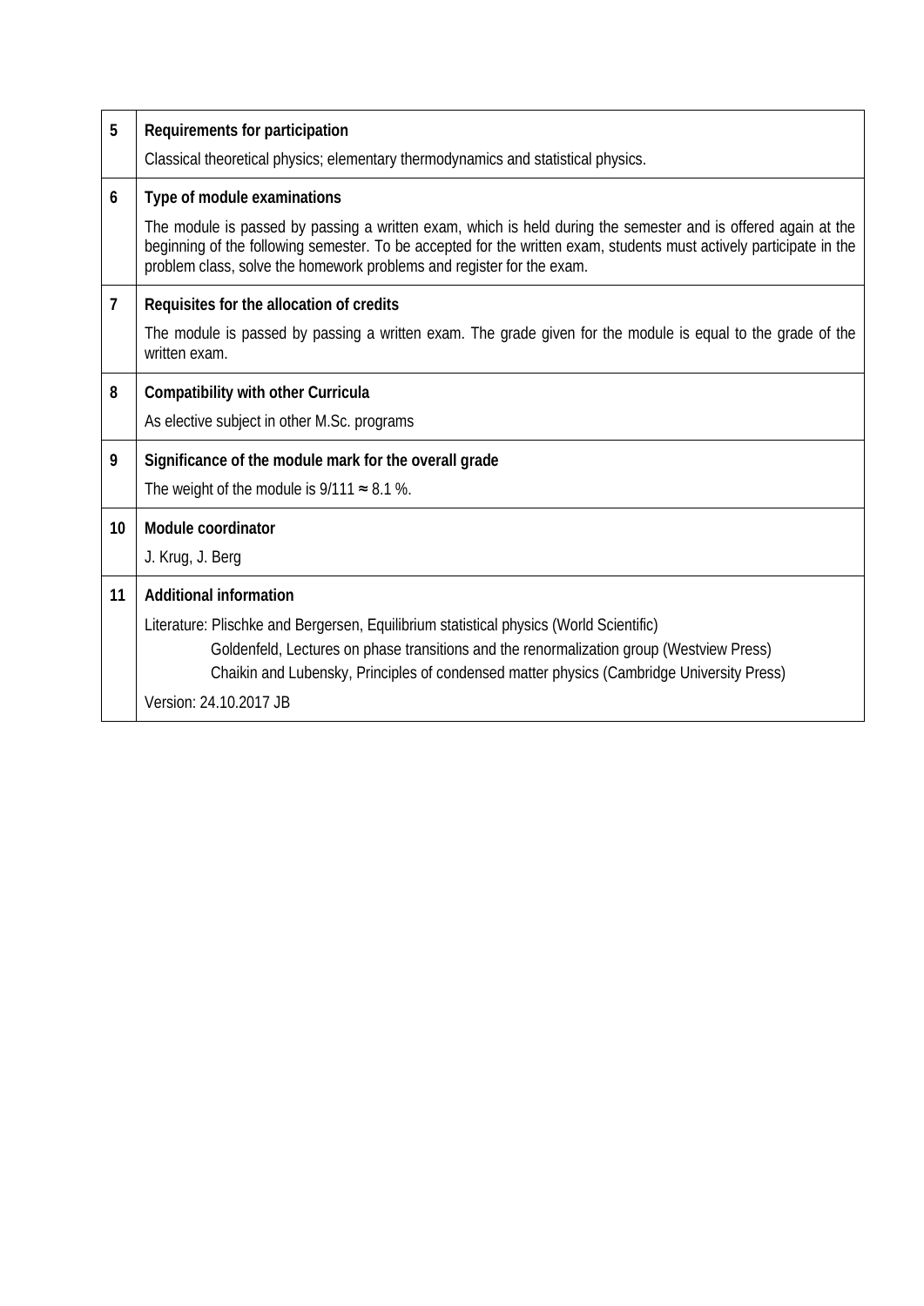| | |
|---|---|
| 5 | **Requirements for participation**<br>Classical theoretical physics; elementary thermodynamics and statistical physics. |
| 6 | **Type of module examinations**<br>The module is passed by passing a written exam, which is held during the semester and is offered again at the beginning of the following semester. To be accepted for the written exam, students must actively participate in the problem class, solve the homework problems and register for the exam. |
| 7 | **Requisites for the allocation of credits**<br>The module is passed by passing a written exam. The grade given for the module is equal to the grade of the written exam. |
| 8 | **Compatibility with other Curricula**<br>As elective subject in other M.Sc. programs |
| 9 | **Significance of the module mark for the overall grade**<br>The weight of the module is $9/111 \approx 8.1$ %. |
| 10 | **Module coordinator**<br>J. Krug, J. Berg |
| 11 | **Additional information**<br>Literature: Plischke and Bergersen, Equilibrium statistical physics (World Scientific)<br>Goldenfeld, Lectures on phase transitions and the renormalization group (Westview Press)<br>Chaikin and Lubensky, Principles of condensed matter physics (Cambridge University Press)<br>Version: 24.10.2017 JB |